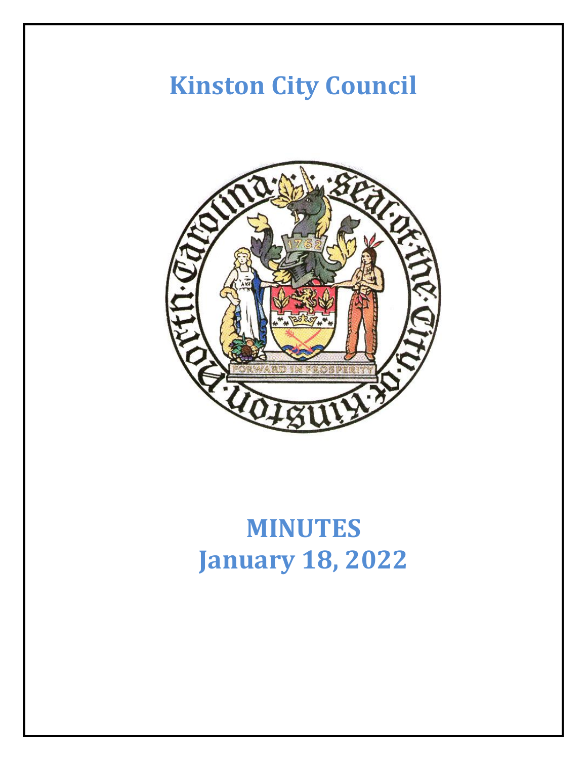# Kinston City Council

# MINUTES
# January 18, 2022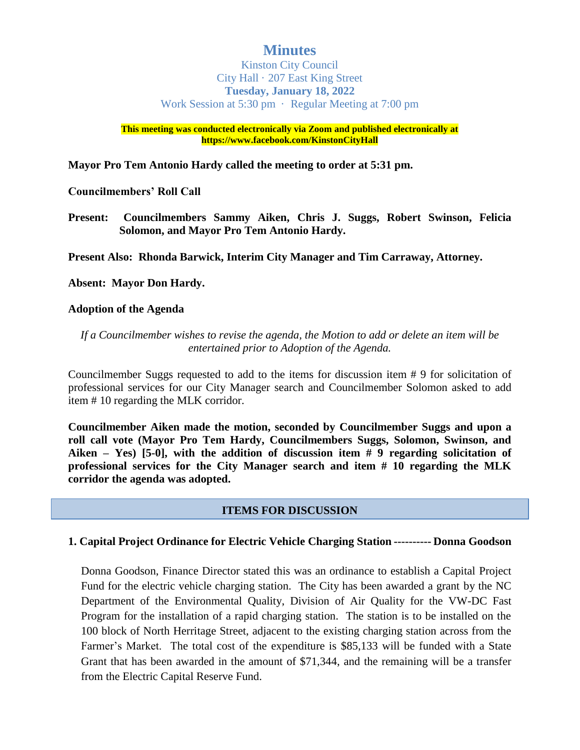# Minutes

Kinston City Council
City Hall · 207 East King Street
**Tuesday, January 18, 2022**
Work Session at 5:30 pm · Regular Meeting at 7:00 pm

**This meeting was conducted electronically via Zoom and published electronically at https://www.facebook.com/KinstonCityHall**

**Mayor Pro Tem Antonio Hardy called the meeting to order at 5:31 pm.**

**Councilmembers' Roll Call**

**Present: Councilmembers Sammy Aiken, Chris J. Suggs, Robert Swinson, Felicia Solomon, and Mayor Pro Tem Antonio Hardy.**

**Present Also: Rhonda Barwick, Interim City Manager and Tim Carraway, Attorney.**

**Absent: Mayor Don Hardy.**

**Adoption of the Agenda**

*If a Councilmember wishes to revise the agenda, the Motion to add or delete an item will be entertained prior to Adoption of the Agenda.*

Councilmember Suggs requested to add to the items for discussion item # 9 for solicitation of professional services for our City Manager search and Councilmember Solomon asked to add item # 10 regarding the MLK corridor.

**Councilmember Aiken made the motion, seconded by Councilmember Suggs and upon a roll call vote (Mayor Pro Tem Hardy, Councilmembers Suggs, Solomon, Swinson, and Aiken – Yes) [5-0], with the addition of discussion item # 9 regarding solicitation of professional services for the City Manager search and item # 10 regarding the MLK corridor the agenda was adopted.**

## ITEMS FOR DISCUSSION

### 1. Capital Project Ordinance for Electric Vehicle Charging Station ---------- Donna Goodson

Donna Goodson, Finance Director stated this was an ordinance to establish a Capital Project Fund for the electric vehicle charging station. The City has been awarded a grant by the NC Department of the Environmental Quality, Division of Air Quality for the VW-DC Fast Program for the installation of a rapid charging station. The station is to be installed on the 100 block of North Herritage Street, adjacent to the existing charging station across from the Farmer's Market. The total cost of the expenditure is $85,133 will be funded with a State Grant that has been awarded in the amount of $71,344, and the remaining will be a transfer from the Electric Capital Reserve Fund.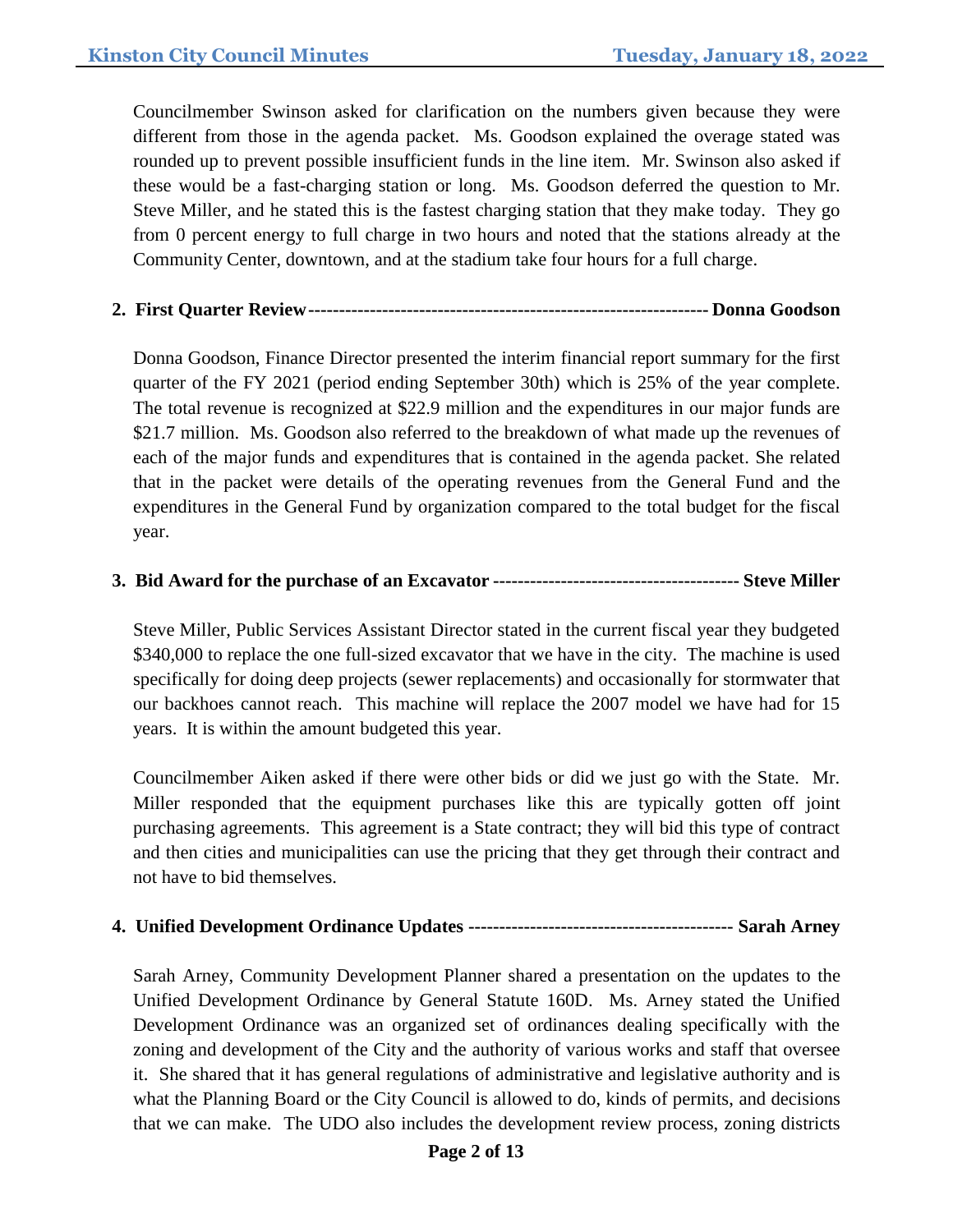Councilmember Swinson asked for clarification on the numbers given because they were different from those in the agenda packet. Ms. Goodson explained the overage stated was rounded up to prevent possible insufficient funds in the line item. Mr. Swinson also asked if these would be a fast-charging station or long. Ms. Goodson deferred the question to Mr. Steve Miller, and he stated this is the fastest charging station that they make today. They go from 0 percent energy to full charge in two hours and noted that the stations already at the Community Center, downtown, and at the stadium take four hours for a full charge.

**2. First Quarter Review------------------------------------------------------------------ Donna Goodson**

Donna Goodson, Finance Director presented the interim financial report summary for the first quarter of the FY 2021 (period ending September 30th) which is 25% of the year complete. The total revenue is recognized at $22.9 million and the expenditures in our major funds are $21.7 million. Ms. Goodson also referred to the breakdown of what made up the revenues of each of the major funds and expenditures that is contained in the agenda packet. She related that in the packet were details of the operating revenues from the General Fund and the expenditures in the General Fund by organization compared to the total budget for the fiscal year.

**3. Bid Award for the purchase of an Excavator ---------------------------------------- Steve Miller**

Steve Miller, Public Services Assistant Director stated in the current fiscal year they budgeted $340,000 to replace the one full-sized excavator that we have in the city. The machine is used specifically for doing deep projects (sewer replacements) and occasionally for stormwater that our backhoes cannot reach. This machine will replace the 2007 model we have had for 15 years. It is within the amount budgeted this year.

Councilmember Aiken asked if there were other bids or did we just go with the State. Mr. Miller responded that the equipment purchases like this are typically gotten off joint purchasing agreements. This agreement is a State contract; they will bid this type of contract and then cities and municipalities can use the pricing that they get through their contract and not have to bid themselves.

**4. Unified Development Ordinance Updates ------------------------------------------- Sarah Arney**

Sarah Arney, Community Development Planner shared a presentation on the updates to the Unified Development Ordinance by General Statute 160D. Ms. Arney stated the Unified Development Ordinance was an organized set of ordinances dealing specifically with the zoning and development of the City and the authority of various works and staff that oversee it. She shared that it has general regulations of administrative and legislative authority and is what the Planning Board or the City Council is allowed to do, kinds of permits, and decisions that we can make. The UDO also includes the development review process, zoning districts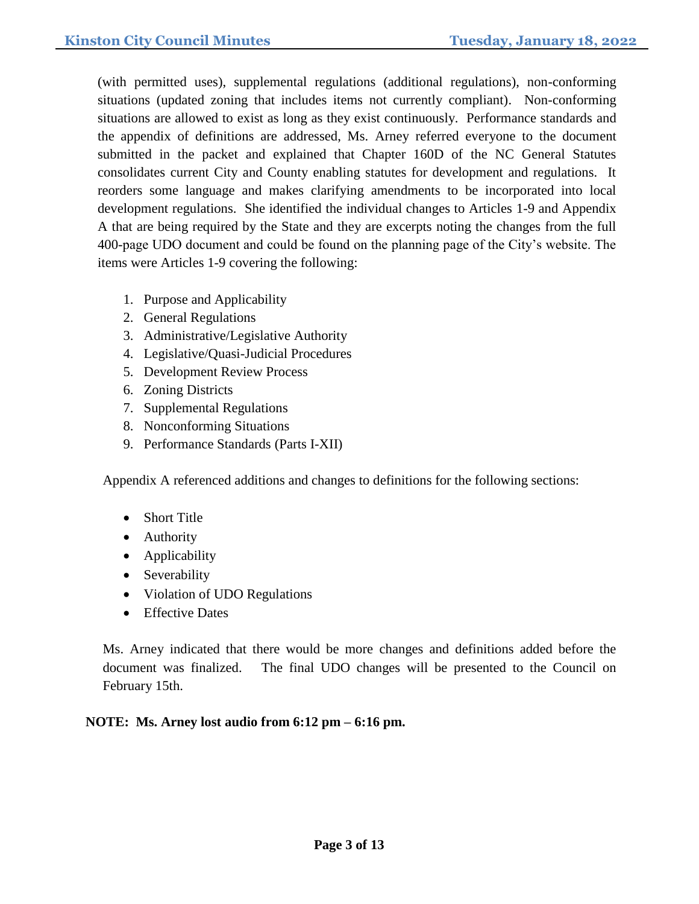(with permitted uses), supplemental regulations (additional regulations), non-conforming situations (updated zoning that includes items not currently compliant). Non-conforming situations are allowed to exist as long as they exist continuously. Performance standards and the appendix of definitions are addressed, Ms. Arney referred everyone to the document submitted in the packet and explained that Chapter 160D of the NC General Statutes consolidates current City and County enabling statutes for development and regulations. It reorders some language and makes clarifying amendments to be incorporated into local development regulations. She identified the individual changes to Articles 1-9 and Appendix A that are being required by the State and they are excerpts noting the changes from the full 400-page UDO document and could be found on the planning page of the City's website. The items were Articles 1-9 covering the following:

1. Purpose and Applicability
2. General Regulations
3. Administrative/Legislative Authority
4. Legislative/Quasi-Judicial Procedures
5. Development Review Process
6. Zoning Districts
7. Supplemental Regulations
8. Nonconforming Situations
9. Performance Standards (Parts I-XII)

Appendix A referenced additions and changes to definitions for the following sections:

- Short Title
- Authority
- Applicability
- Severability
- Violation of UDO Regulations
- Effective Dates

Ms. Arney indicated that there would be more changes and definitions added before the document was finalized. The final UDO changes will be presented to the Council on February 15th.

**NOTE: Ms. Arney lost audio from 6:12 pm – 6:16 pm.**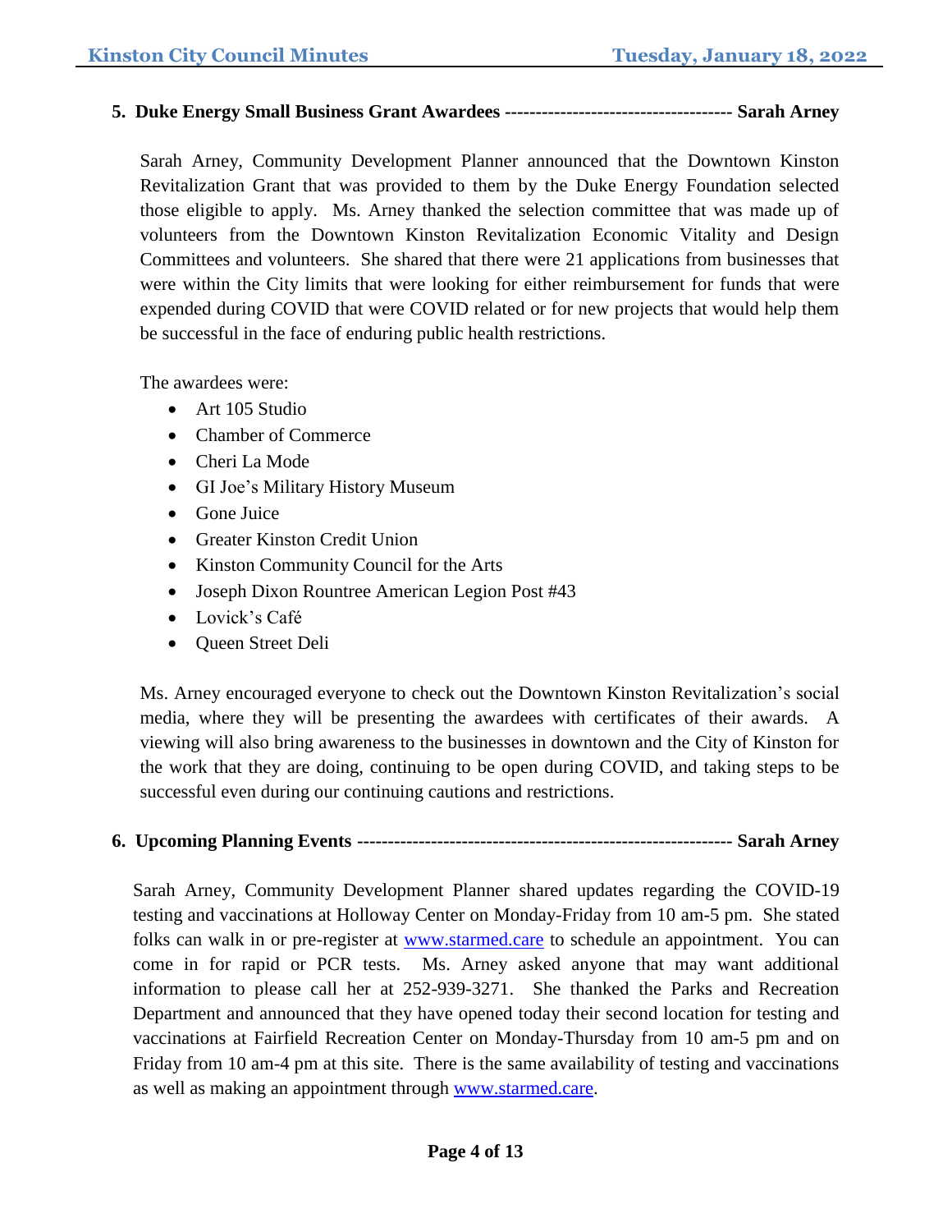**5. Duke Energy Small Business Grant Awardees ------------------------------------ Sarah Arney**

Sarah Arney, Community Development Planner announced that the Downtown Kinston Revitalization Grant that was provided to them by the Duke Energy Foundation selected those eligible to apply. Ms. Arney thanked the selection committee that was made up of volunteers from the Downtown Kinston Revitalization Economic Vitality and Design Committees and volunteers. She shared that there were 21 applications from businesses that were within the City limits that were looking for either reimbursement for funds that were expended during COVID that were COVID related or for new projects that would help them be successful in the face of enduring public health restrictions.

The awardees were:

- Art 105 Studio
- Chamber of Commerce
- Cheri La Mode
- GI Joe's Military History Museum
- Gone Juice
- Greater Kinston Credit Union
- Kinston Community Council for the Arts
- Joseph Dixon Rountree American Legion Post #43
- Lovick's Café
- Queen Street Deli

Ms. Arney encouraged everyone to check out the Downtown Kinston Revitalization's social media, where they will be presenting the awardees with certificates of their awards. A viewing will also bring awareness to the businesses in downtown and the City of Kinston for the work that they are doing, continuing to be open during COVID, and taking steps to be successful even during our continuing cautions and restrictions.

**6. Upcoming Planning Events ------------------------------------------------------------ Sarah Arney**

Sarah Arney, Community Development Planner shared updates regarding the COVID-19 testing and vaccinations at Holloway Center on Monday-Friday from 10 am-5 pm. She stated folks can walk in or pre-register at www.starmed.care to schedule an appointment. You can come in for rapid or PCR tests. Ms. Arney asked anyone that may want additional information to please call her at 252-939-3271. She thanked the Parks and Recreation Department and announced that they have opened today their second location for testing and vaccinations at Fairfield Recreation Center on Monday-Thursday from 10 am-5 pm and on Friday from 10 am-4 pm at this site. There is the same availability of testing and vaccinations as well as making an appointment through www.starmed.care.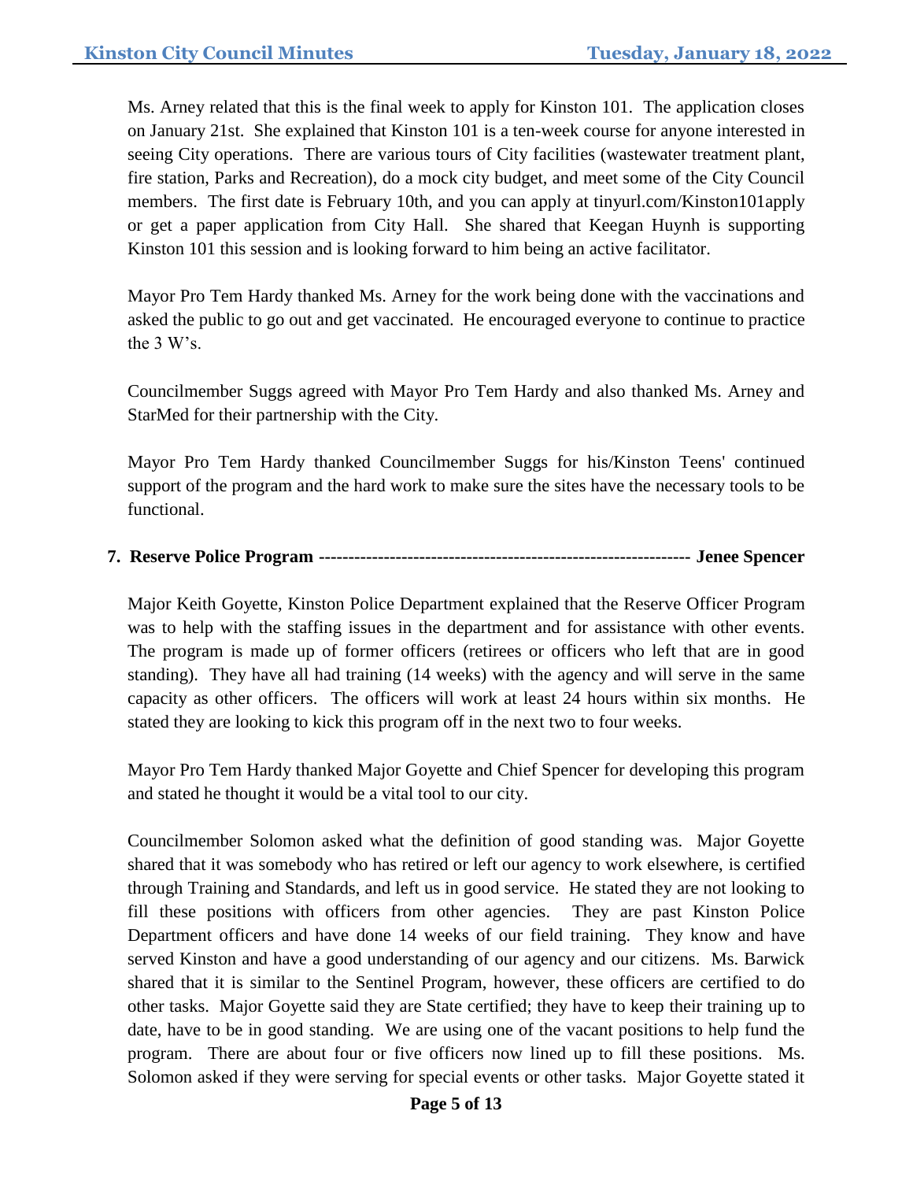Ms. Arney related that this is the final week to apply for Kinston 101. The application closes on January 21st. She explained that Kinston 101 is a ten-week course for anyone interested in seeing City operations. There are various tours of City facilities (wastewater treatment plant, fire station, Parks and Recreation), do a mock city budget, and meet some of the City Council members. The first date is February 10th, and you can apply at tinyurl.com/Kinston101apply or get a paper application from City Hall. She shared that Keegan Huynh is supporting Kinston 101 this session and is looking forward to him being an active facilitator.

Mayor Pro Tem Hardy thanked Ms. Arney for the work being done with the vaccinations and asked the public to go out and get vaccinated. He encouraged everyone to continue to practice the 3 W's.

Councilmember Suggs agreed with Mayor Pro Tem Hardy and also thanked Ms. Arney and StarMed for their partnership with the City.

Mayor Pro Tem Hardy thanked Councilmember Suggs for his/Kinston Teens' continued support of the program and the hard work to make sure the sites have the necessary tools to be functional.

**7. Reserve Police Program --------------------------------------------------------------- Jenee Spencer**

Major Keith Goyette, Kinston Police Department explained that the Reserve Officer Program was to help with the staffing issues in the department and for assistance with other events. The program is made up of former officers (retirees or officers who left that are in good standing). They have all had training (14 weeks) with the agency and will serve in the same capacity as other officers. The officers will work at least 24 hours within six months. He stated they are looking to kick this program off in the next two to four weeks.

Mayor Pro Tem Hardy thanked Major Goyette and Chief Spencer for developing this program and stated he thought it would be a vital tool to our city.

Councilmember Solomon asked what the definition of good standing was. Major Goyette shared that it was somebody who has retired or left our agency to work elsewhere, is certified through Training and Standards, and left us in good service. He stated they are not looking to fill these positions with officers from other agencies. They are past Kinston Police Department officers and have done 14 weeks of our field training. They know and have served Kinston and have a good understanding of our agency and our citizens. Ms. Barwick shared that it is similar to the Sentinel Program, however, these officers are certified to do other tasks. Major Goyette said they are State certified; they have to keep their training up to date, have to be in good standing. We are using one of the vacant positions to help fund the program. There are about four or five officers now lined up to fill these positions. Ms. Solomon asked if they were serving for special events or other tasks. Major Goyette stated it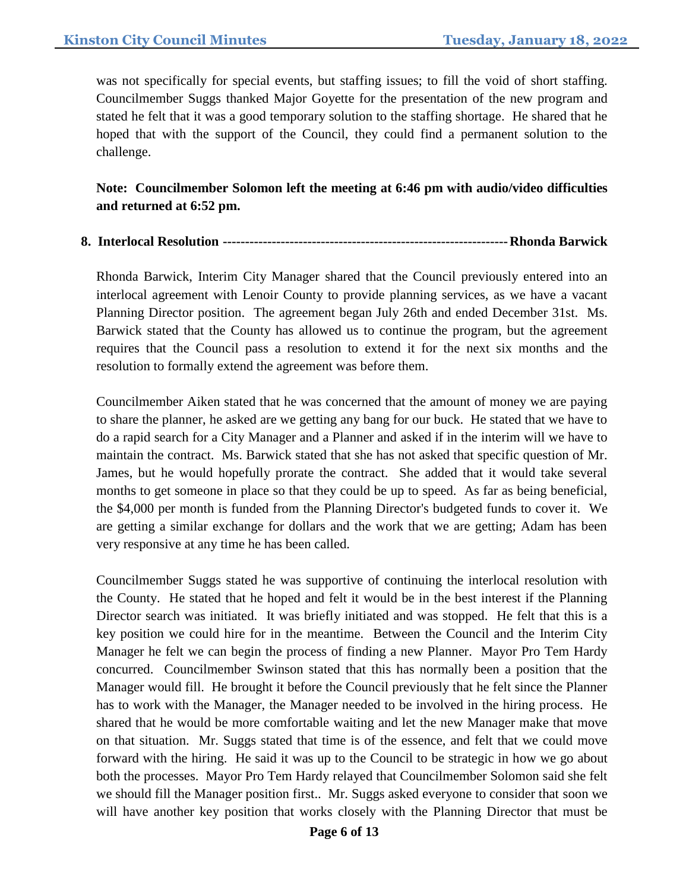was not specifically for special events, but staffing issues; to fill the void of short staffing. Councilmember Suggs thanked Major Goyette for the presentation of the new program and stated he felt that it was a good temporary solution to the staffing shortage. He shared that he hoped that with the support of the Council, they could find a permanent solution to the challenge.

**Note: Councilmember Solomon left the meeting at 6:46 pm with audio/video difficulties and returned at 6:52 pm.**

**8. Interlocal Resolution ---------------------------------------------------------------- Rhonda Barwick**

Rhonda Barwick, Interim City Manager shared that the Council previously entered into an interlocal agreement with Lenoir County to provide planning services, as we have a vacant Planning Director position. The agreement began July 26th and ended December 31st. Ms. Barwick stated that the County has allowed us to continue the program, but the agreement requires that the Council pass a resolution to extend it for the next six months and the resolution to formally extend the agreement was before them.

Councilmember Aiken stated that he was concerned that the amount of money we are paying to share the planner, he asked are we getting any bang for our buck. He stated that we have to do a rapid search for a City Manager and a Planner and asked if in the interim will we have to maintain the contract. Ms. Barwick stated that she has not asked that specific question of Mr. James, but he would hopefully prorate the contract. She added that it would take several months to get someone in place so that they could be up to speed. As far as being beneficial, the $4,000 per month is funded from the Planning Director's budgeted funds to cover it. We are getting a similar exchange for dollars and the work that we are getting; Adam has been very responsive at any time he has been called.

Councilmember Suggs stated he was supportive of continuing the interlocal resolution with the County. He stated that he hoped and felt it would be in the best interest if the Planning Director search was initiated. It was briefly initiated and was stopped. He felt that this is a key position we could hire for in the meantime. Between the Council and the Interim City Manager he felt we can begin the process of finding a new Planner. Mayor Pro Tem Hardy concurred. Councilmember Swinson stated that this has normally been a position that the Manager would fill. He brought it before the Council previously that he felt since the Planner has to work with the Manager, the Manager needed to be involved in the hiring process. He shared that he would be more comfortable waiting and let the new Manager make that move on that situation. Mr. Suggs stated that time is of the essence, and felt that we could move forward with the hiring. He said it was up to the Council to be strategic in how we go about both the processes. Mayor Pro Tem Hardy relayed that Councilmember Solomon said she felt we should fill the Manager position first.. Mr. Suggs asked everyone to consider that soon we will have another key position that works closely with the Planning Director that must be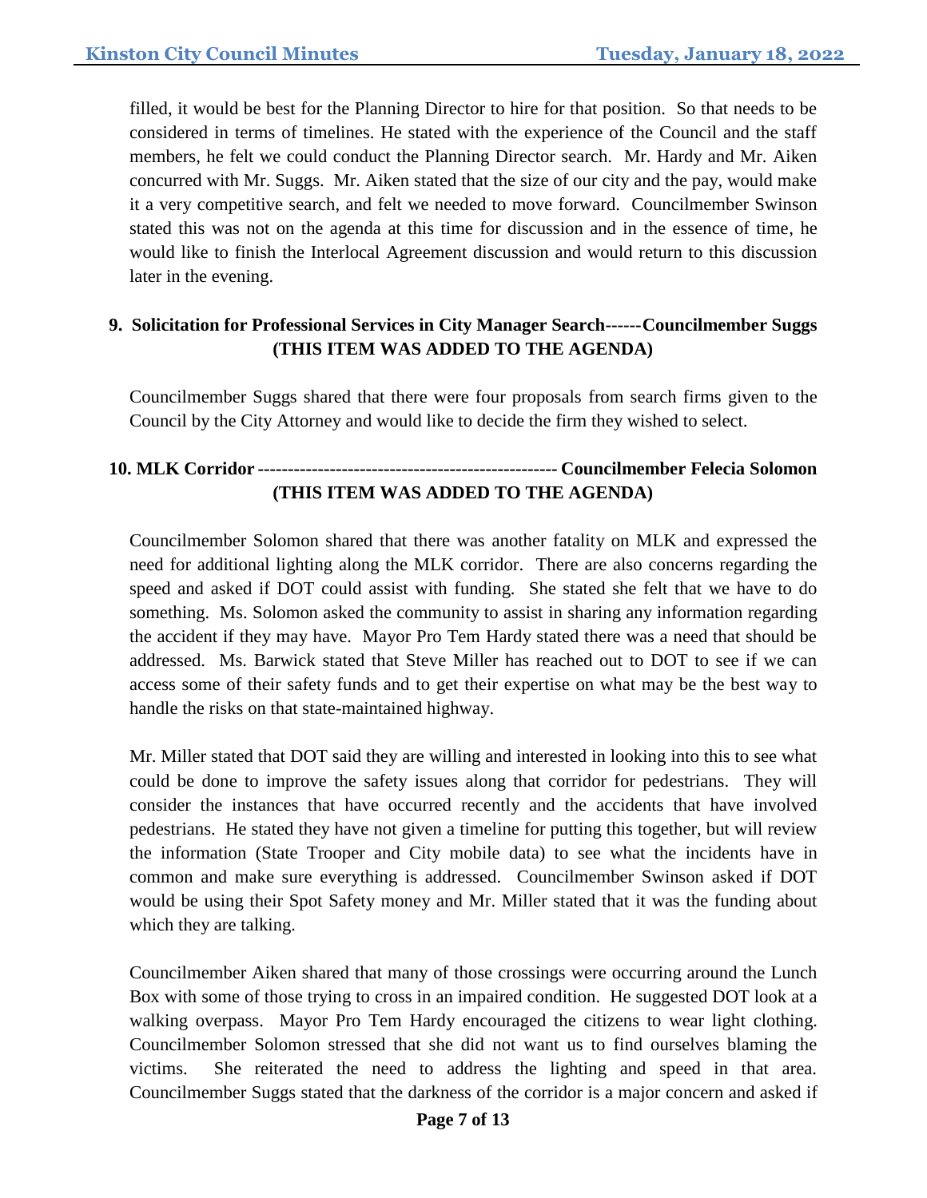filled, it would be best for the Planning Director to hire for that position. So that needs to be considered in terms of timelines. He stated with the experience of the Council and the staff members, he felt we could conduct the Planning Director search. Mr. Hardy and Mr. Aiken concurred with Mr. Suggs. Mr. Aiken stated that the size of our city and the pay, would make it a very competitive search, and felt we needed to move forward. Councilmember Swinson stated this was not on the agenda at this time for discussion and in the essence of time, he would like to finish the Interlocal Agreement discussion and would return to this discussion later in the evening.

**9. Solicitation for Professional Services in City Manager Search------Councilmember Suggs (THIS ITEM WAS ADDED TO THE AGENDA)**

Councilmember Suggs shared that there were four proposals from search firms given to the Council by the City Attorney and would like to decide the firm they wished to select.

**10. MLK Corridor -------------------------------------------------- Councilmember Felecia Solomon (THIS ITEM WAS ADDED TO THE AGENDA)**

Councilmember Solomon shared that there was another fatality on MLK and expressed the need for additional lighting along the MLK corridor. There are also concerns regarding the speed and asked if DOT could assist with funding. She stated she felt that we have to do something. Ms. Solomon asked the community to assist in sharing any information regarding the accident if they may have. Mayor Pro Tem Hardy stated there was a need that should be addressed. Ms. Barwick stated that Steve Miller has reached out to DOT to see if we can access some of their safety funds and to get their expertise on what may be the best way to handle the risks on that state-maintained highway.

Mr. Miller stated that DOT said they are willing and interested in looking into this to see what could be done to improve the safety issues along that corridor for pedestrians. They will consider the instances that have occurred recently and the accidents that have involved pedestrians. He stated they have not given a timeline for putting this together, but will review the information (State Trooper and City mobile data) to see what the incidents have in common and make sure everything is addressed. Councilmember Swinson asked if DOT would be using their Spot Safety money and Mr. Miller stated that it was the funding about which they are talking.

Councilmember Aiken shared that many of those crossings were occurring around the Lunch Box with some of those trying to cross in an impaired condition. He suggested DOT look at a walking overpass. Mayor Pro Tem Hardy encouraged the citizens to wear light clothing. Councilmember Solomon stressed that she did not want us to find ourselves blaming the victims. She reiterated the need to address the lighting and speed in that area. Councilmember Suggs stated that the darkness of the corridor is a major concern and asked if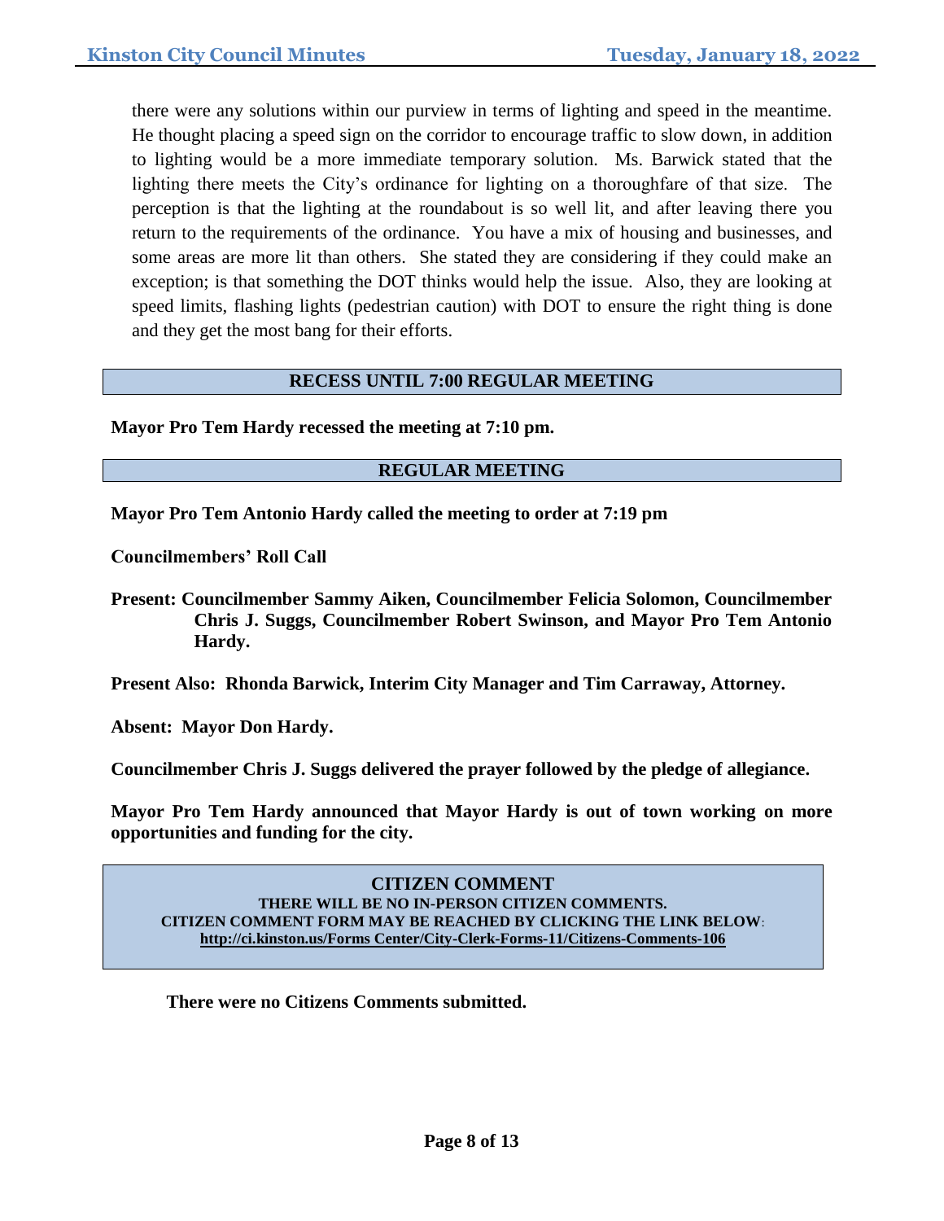there were any solutions within our purview in terms of lighting and speed in the meantime. He thought placing a speed sign on the corridor to encourage traffic to slow down, in addition to lighting would be a more immediate temporary solution. Ms. Barwick stated that the lighting there meets the City's ordinance for lighting on a thoroughfare of that size. The perception is that the lighting at the roundabout is so well lit, and after leaving there you return to the requirements of the ordinance. You have a mix of housing and businesses, and some areas are more lit than others. She stated they are considering if they could make an exception; is that something the DOT thinks would help the issue. Also, they are looking at speed limits, flashing lights (pedestrian caution) with DOT to ensure the right thing is done and they get the most bang for their efforts.

## RECESS UNTIL 7:00 REGULAR MEETING

**Mayor Pro Tem Hardy recessed the meeting at 7:10 pm.**

## REGULAR MEETING

**Mayor Pro Tem Antonio Hardy called the meeting to order at 7:19 pm**

**Councilmembers' Roll Call**

**Present: Councilmember Sammy Aiken, Councilmember Felicia Solomon, Councilmember Chris J. Suggs, Councilmember Robert Swinson, and Mayor Pro Tem Antonio Hardy.**

**Present Also: Rhonda Barwick, Interim City Manager and Tim Carraway, Attorney.**

**Absent: Mayor Don Hardy.**

**Councilmember Chris J. Suggs delivered the prayer followed by the pledge of allegiance.**

**Mayor Pro Tem Hardy announced that Mayor Hardy is out of town working on more opportunities and funding for the city.**

## CITIZEN COMMENT

**THERE WILL BE NO IN-PERSON CITIZEN COMMENTS.**
**CITIZEN COMMENT FORM MAY BE REACHED BY CLICKING THE LINK BELOW:**
**http://ci.kinston.us/Forms Center/City-Clerk-Forms-11/Citizens-Comments-106**

**There were no Citizens Comments submitted.**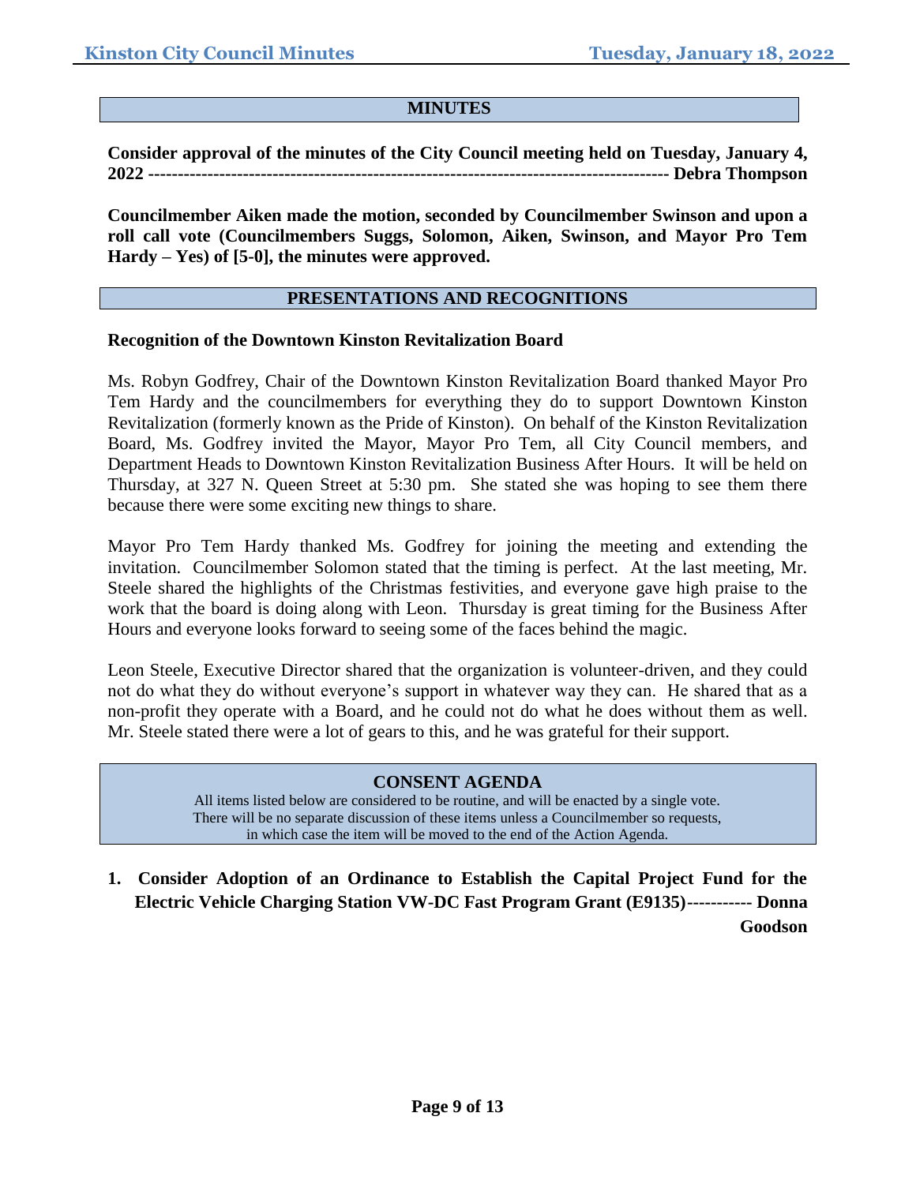## MINUTES

**Consider approval of the minutes of the City Council meeting held on Tuesday, January 4, 2022 ------------------------------------------------------------------------------------- Debra Thompson**

**Councilmember Aiken made the motion, seconded by Councilmember Swinson and upon a roll call vote (Councilmembers Suggs, Solomon, Aiken, Swinson, and Mayor Pro Tem Hardy – Yes) of [5-0], the minutes were approved.**

## PRESENTATIONS AND RECOGNITIONS

**Recognition of the Downtown Kinston Revitalization Board**

Ms. Robyn Godfrey, Chair of the Downtown Kinston Revitalization Board thanked Mayor Pro Tem Hardy and the councilmembers for everything they do to support Downtown Kinston Revitalization (formerly known as the Pride of Kinston). On behalf of the Kinston Revitalization Board, Ms. Godfrey invited the Mayor, Mayor Pro Tem, all City Council members, and Department Heads to Downtown Kinston Revitalization Business After Hours. It will be held on Thursday, at 327 N. Queen Street at 5:30 pm. She stated she was hoping to see them there because there were some exciting new things to share.

Mayor Pro Tem Hardy thanked Ms. Godfrey for joining the meeting and extending the invitation. Councilmember Solomon stated that the timing is perfect. At the last meeting, Mr. Steele shared the highlights of the Christmas festivities, and everyone gave high praise to the work that the board is doing along with Leon. Thursday is great timing for the Business After Hours and everyone looks forward to seeing some of the faces behind the magic.

Leon Steele, Executive Director shared that the organization is volunteer-driven, and they could not do what they do without everyone's support in whatever way they can. He shared that as a non-profit they operate with a Board, and he could not do what he does without them as well. Mr. Steele stated there were a lot of gears to this, and he was grateful for their support.

## CONSENT AGENDA

All items listed below are considered to be routine, and will be enacted by a single vote. There will be no separate discussion of these items unless a Councilmember so requests, in which case the item will be moved to the end of the Action Agenda.

1. **Consider Adoption of an Ordinance to Establish the Capital Project Fund for the Electric Vehicle Charging Station VW-DC Fast Program Grant (E9135)----------- Donna Goodson**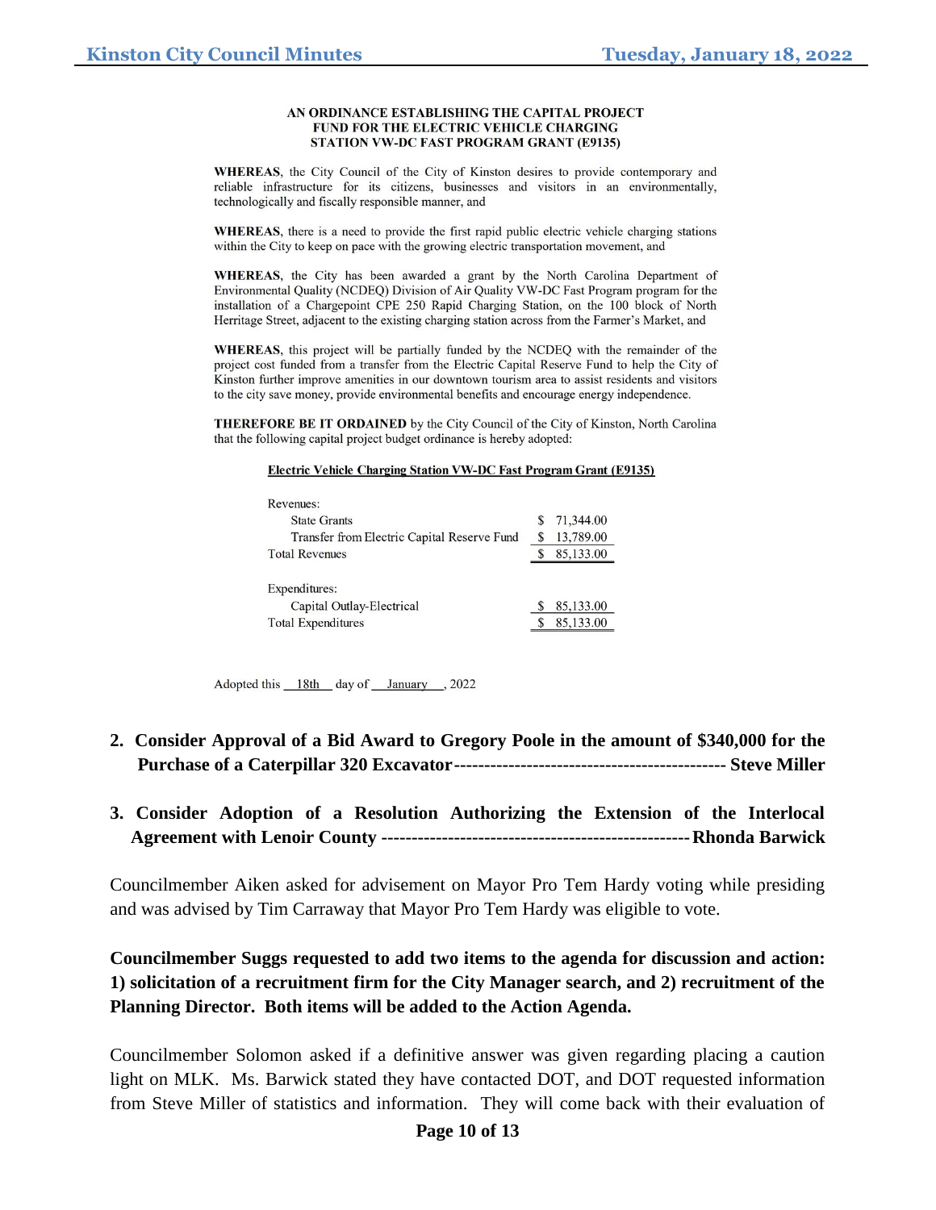**AN ORDINANCE ESTABLISHING THE CAPITAL PROJECT FUND FOR THE ELECTRIC VEHICLE CHARGING STATION VW-DC FAST PROGRAM GRANT (E9135)**

**WHEREAS**, the City Council of the City of Kinston desires to provide contemporary and reliable infrastructure for its citizens, businesses and visitors in an environmentally, technologically and fiscally responsible manner, and

**WHEREAS**, there is a need to provide the first rapid public electric vehicle charging stations within the City to keep on pace with the growing electric transportation movement, and

**WHEREAS**, the City has been awarded a grant by the North Carolina Department of Environmental Quality (NCDEQ) Division of Air Quality VW-DC Fast Program program for the installation of a Chargepoint CPE 250 Rapid Charging Station, on the 100 block of North Herritage Street, adjacent to the existing charging station across from the Farmer's Market, and

**WHEREAS**, this project will be partially funded by the NCDEQ with the remainder of the project cost funded from a transfer from the Electric Capital Reserve Fund to help the City of Kinston further improve amenities in our downtown tourism area to assist residents and visitors to the city save money, provide environmental benefits and encourage energy independence.

**THEREFORE BE IT ORDAINED** by the City Council of the City of Kinston, North Carolina that the following capital project budget ordinance is hereby adopted:

**Electric Vehicle Charging Station VW-DC Fast Program Grant (E9135)**

| | |
|---|---|
| Revenues: | |
| State Grants | $ 71,344.00 |
| Transfer from Electric Capital Reserve Fund | $ 13,789.00 |
| Total Revenues | $ 85,133.00 |
| | |
| Expenditures: | |
| Capital Outlay-Electrical | $ 85,133.00 |
| Total Expenditures | $ 85,133.00 |

Adopted this 18th day of January, 2022

2. **Consider Approval of a Bid Award to Gregory Poole in the amount of $340,000 for the Purchase of a Caterpillar 320 Excavator-------------------------------------------- Steve Miller**

3. **Consider Adoption of a Resolution Authorizing the Extension of the Interlocal Agreement with Lenoir County ------------------------------------------------- Rhonda Barwick**

Councilmember Aiken asked for advisement on Mayor Pro Tem Hardy voting while presiding and was advised by Tim Carraway that Mayor Pro Tem Hardy was eligible to vote.

**Councilmember Suggs requested to add two items to the agenda for discussion and action: 1) solicitation of a recruitment firm for the City Manager search, and 2) recruitment of the Planning Director. Both items will be added to the Action Agenda.**

Councilmember Solomon asked if a definitive answer was given regarding placing a caution light on MLK. Ms. Barwick stated they have contacted DOT, and DOT requested information from Steve Miller of statistics and information. They will come back with their evaluation of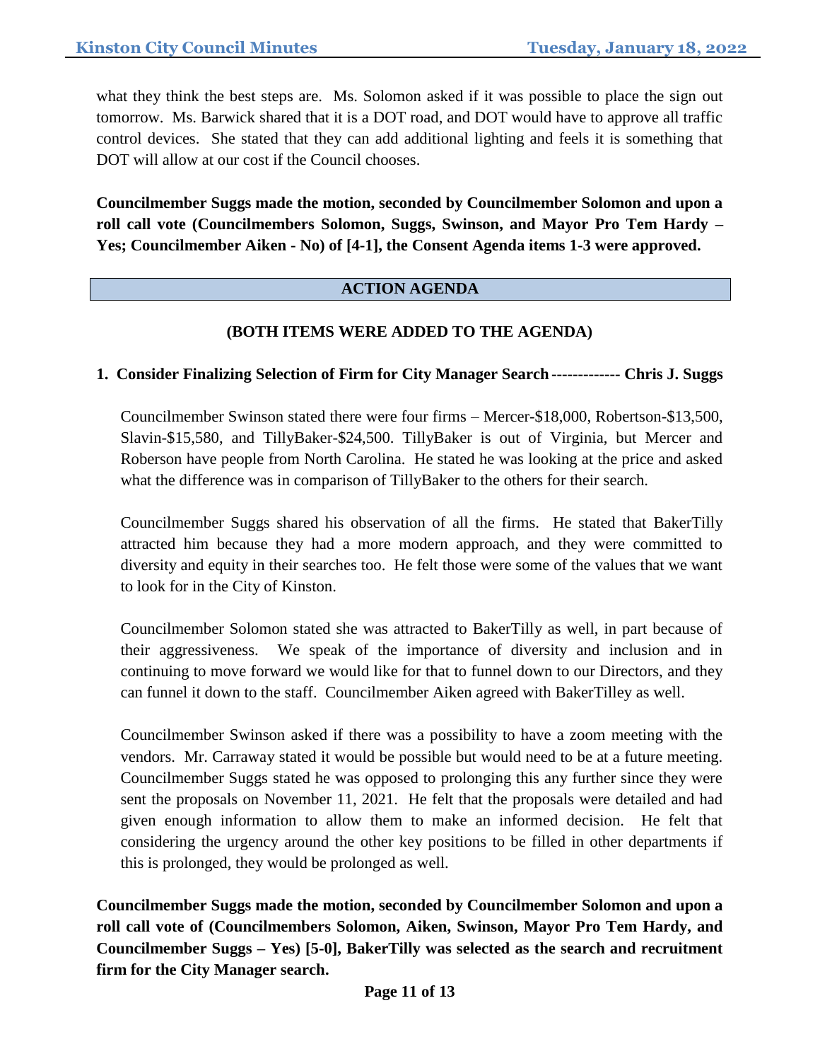what they think the best steps are. Ms. Solomon asked if it was possible to place the sign out tomorrow. Ms. Barwick shared that it is a DOT road, and DOT would have to approve all traffic control devices. She stated that they can add additional lighting and feels it is something that DOT will allow at our cost if the Council chooses.

**Councilmember Suggs made the motion, seconded by Councilmember Solomon and upon a roll call vote (Councilmembers Solomon, Suggs, Swinson, and Mayor Pro Tem Hardy – Yes; Councilmember Aiken - No) of [4-1], the Consent Agenda items 1-3 were approved.**

## ACTION AGENDA

### (BOTH ITEMS WERE ADDED TO THE AGENDA)

**1. Consider Finalizing Selection of Firm for City Manager Search ------------- Chris J. Suggs**

Councilmember Swinson stated there were four firms – Mercer-$18,000, Robertson-$13,500, Slavin-$15,580, and TillyBaker-$24,500. TillyBaker is out of Virginia, but Mercer and Roberson have people from North Carolina. He stated he was looking at the price and asked what the difference was in comparison of TillyBaker to the others for their search.

Councilmember Suggs shared his observation of all the firms. He stated that BakerTilly attracted him because they had a more modern approach, and they were committed to diversity and equity in their searches too. He felt those were some of the values that we want to look for in the City of Kinston.

Councilmember Solomon stated she was attracted to BakerTilly as well, in part because of their aggressiveness. We speak of the importance of diversity and inclusion and in continuing to move forward we would like for that to funnel down to our Directors, and they can funnel it down to the staff. Councilmember Aiken agreed with BakerTilley as well.

Councilmember Swinson asked if there was a possibility to have a zoom meeting with the vendors. Mr. Carraway stated it would be possible but would need to be at a future meeting. Councilmember Suggs stated he was opposed to prolonging this any further since they were sent the proposals on November 11, 2021. He felt that the proposals were detailed and had given enough information to allow them to make an informed decision. He felt that considering the urgency around the other key positions to be filled in other departments if this is prolonged, they would be prolonged as well.

**Councilmember Suggs made the motion, seconded by Councilmember Solomon and upon a roll call vote of (Councilmembers Solomon, Aiken, Swinson, Mayor Pro Tem Hardy, and Councilmember Suggs – Yes) [5-0], BakerTilly was selected as the search and recruitment firm for the City Manager search.**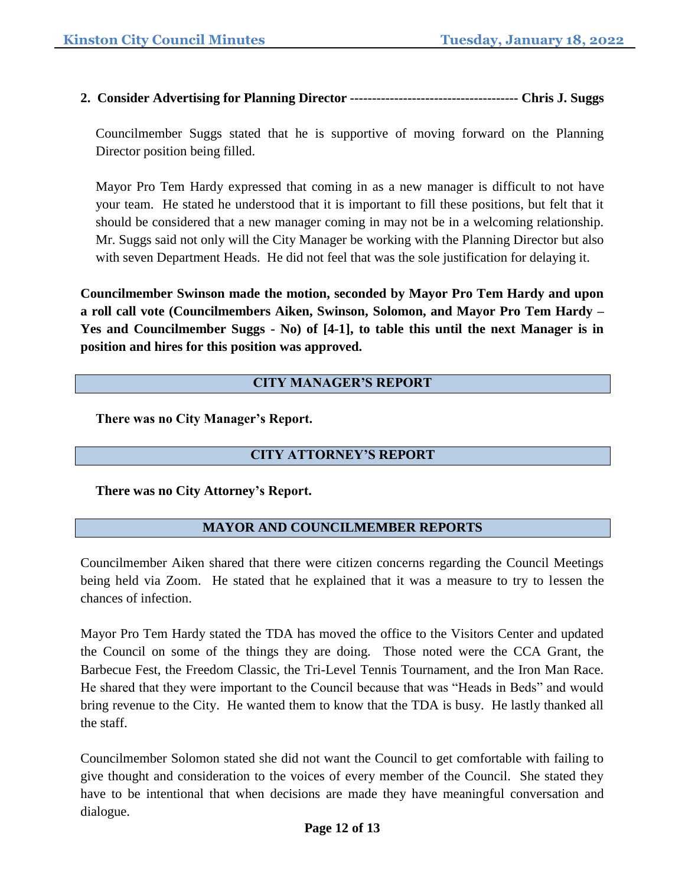**2. Consider Advertising for Planning Director -------------------------------------- Chris J. Suggs**

Councilmember Suggs stated that he is supportive of moving forward on the Planning Director position being filled.

Mayor Pro Tem Hardy expressed that coming in as a new manager is difficult to not have your team. He stated he understood that it is important to fill these positions, but felt that it should be considered that a new manager coming in may not be in a welcoming relationship. Mr. Suggs said not only will the City Manager be working with the Planning Director but also with seven Department Heads. He did not feel that was the sole justification for delaying it.

**Councilmember Swinson made the motion, seconded by Mayor Pro Tem Hardy and upon a roll call vote (Councilmembers Aiken, Swinson, Solomon, and Mayor Pro Tem Hardy – Yes and Councilmember Suggs - No) of [4-1], to table this until the next Manager is in position and hires for this position was approved.**

## CITY MANAGER'S REPORT

**There was no City Manager's Report.**

## CITY ATTORNEY'S REPORT

**There was no City Attorney's Report.**

## MAYOR AND COUNCILMEMBER REPORTS

Councilmember Aiken shared that there were citizen concerns regarding the Council Meetings being held via Zoom. He stated that he explained that it was a measure to try to lessen the chances of infection.

Mayor Pro Tem Hardy stated the TDA has moved the office to the Visitors Center and updated the Council on some of the things they are doing. Those noted were the CCA Grant, the Barbecue Fest, the Freedom Classic, the Tri-Level Tennis Tournament, and the Iron Man Race. He shared that they were important to the Council because that was "Heads in Beds" and would bring revenue to the City. He wanted them to know that the TDA is busy. He lastly thanked all the staff.

Councilmember Solomon stated she did not want the Council to get comfortable with failing to give thought and consideration to the voices of every member of the Council. She stated they have to be intentional that when decisions are made they have meaningful conversation and dialogue.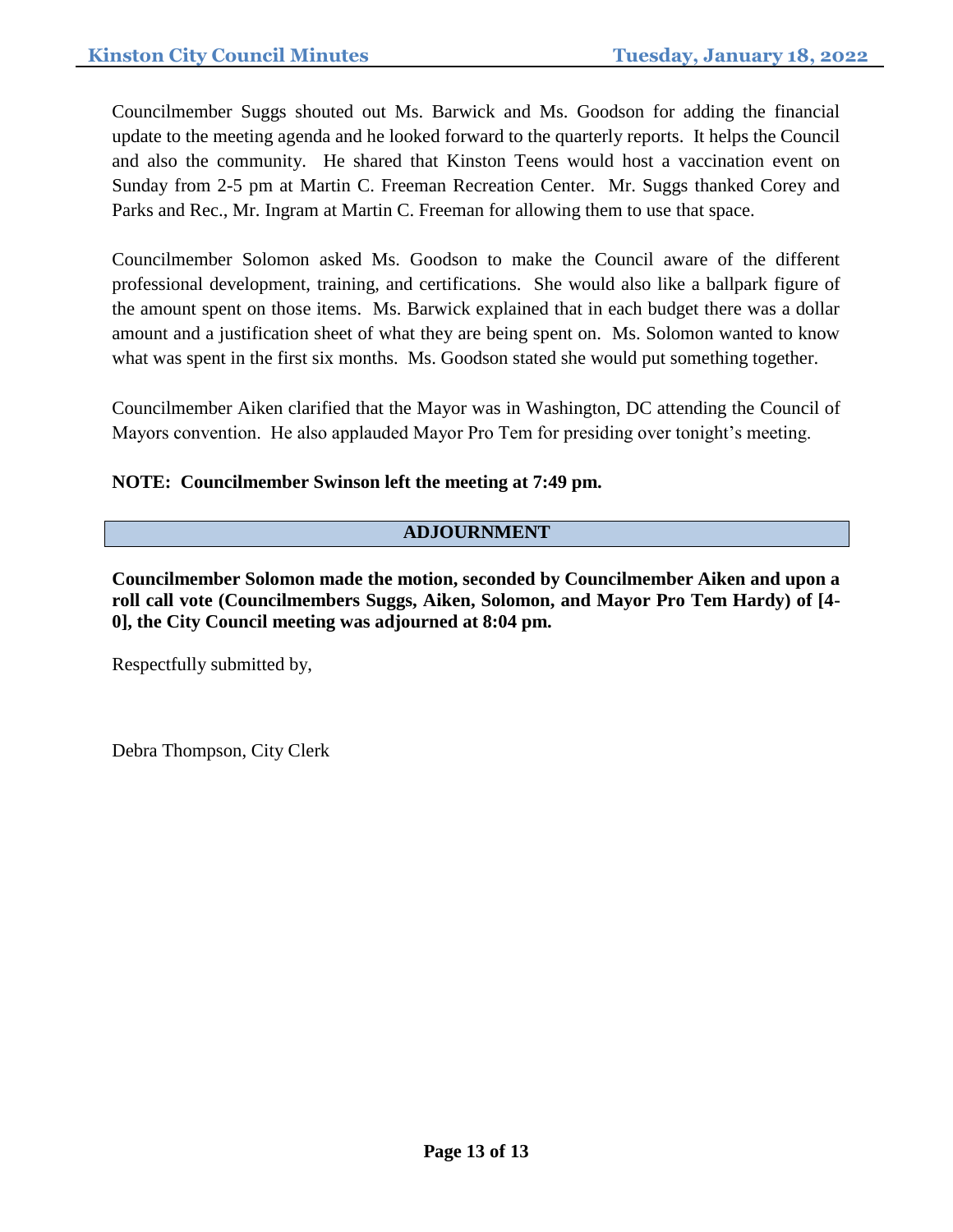Councilmember Suggs shouted out Ms. Barwick and Ms. Goodson for adding the financial update to the meeting agenda and he looked forward to the quarterly reports. It helps the Council and also the community. He shared that Kinston Teens would host a vaccination event on Sunday from 2-5 pm at Martin C. Freeman Recreation Center. Mr. Suggs thanked Corey and Parks and Rec., Mr. Ingram at Martin C. Freeman for allowing them to use that space.

Councilmember Solomon asked Ms. Goodson to make the Council aware of the different professional development, training, and certifications. She would also like a ballpark figure of the amount spent on those items. Ms. Barwick explained that in each budget there was a dollar amount and a justification sheet of what they are being spent on. Ms. Solomon wanted to know what was spent in the first six months. Ms. Goodson stated she would put something together.

Councilmember Aiken clarified that the Mayor was in Washington, DC attending the Council of Mayors convention. He also applauded Mayor Pro Tem for presiding over tonight's meeting.

**NOTE: Councilmember Swinson left the meeting at 7:49 pm.**

## ADJOURNMENT

**Councilmember Solomon made the motion, seconded by Councilmember Aiken and upon a roll call vote (Councilmembers Suggs, Aiken, Solomon, and Mayor Pro Tem Hardy) of [4-0], the City Council meeting was adjourned at 8:04 pm.**

Respectfully submitted by,

Debra Thompson, City Clerk